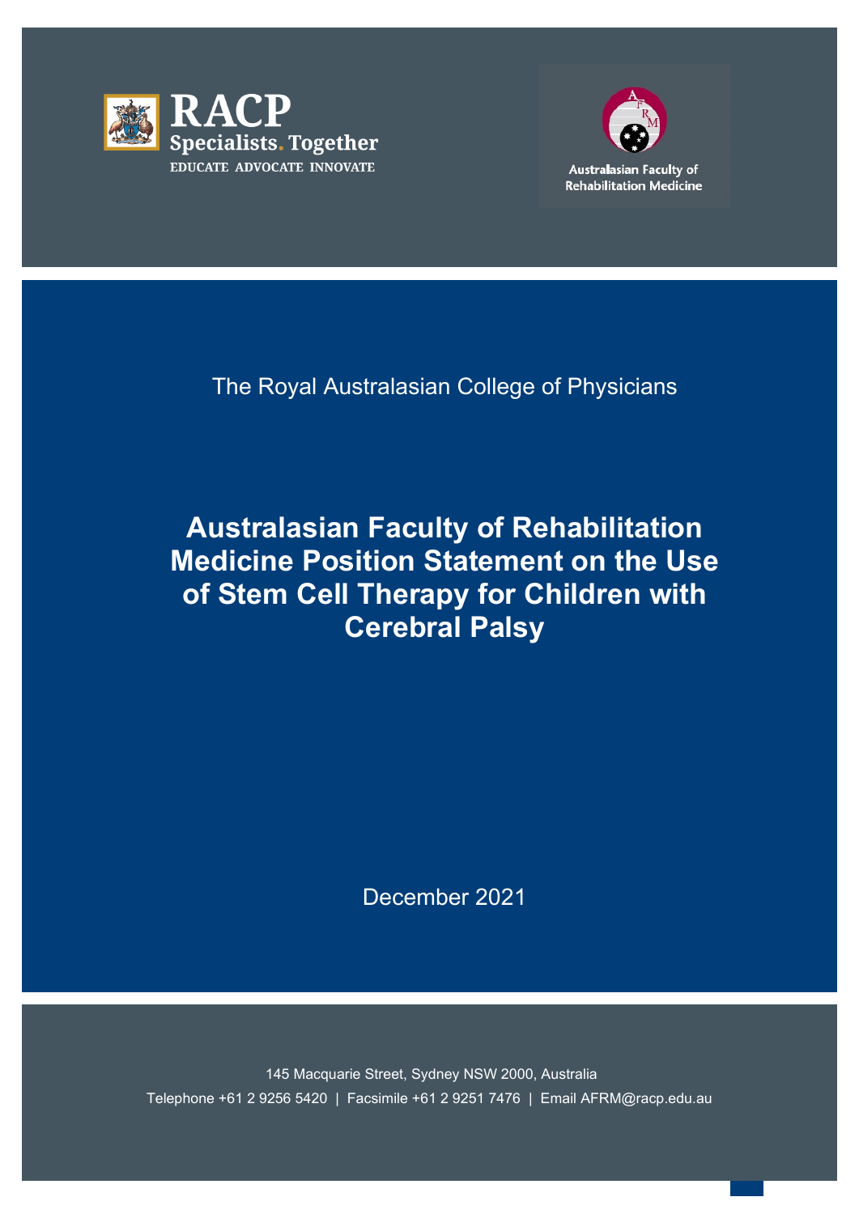RACP
Specialists. Together
EDUCATE ADVOCATE INNOVATE

Australasian Faculty of Rehabilitation Medicine

The Royal Australasian College of Physicians

# Australasian Faculty of Rehabilitation Medicine Position Statement on the Use of Stem Cell Therapy for Children with Cerebral Palsy

December 2021

145 Macquarie Street, Sydney NSW 2000, Australia

Telephone +61 2 9256 5420 | Facsimile +61 2 9251 7476 | Email AFRM@racp.edu.au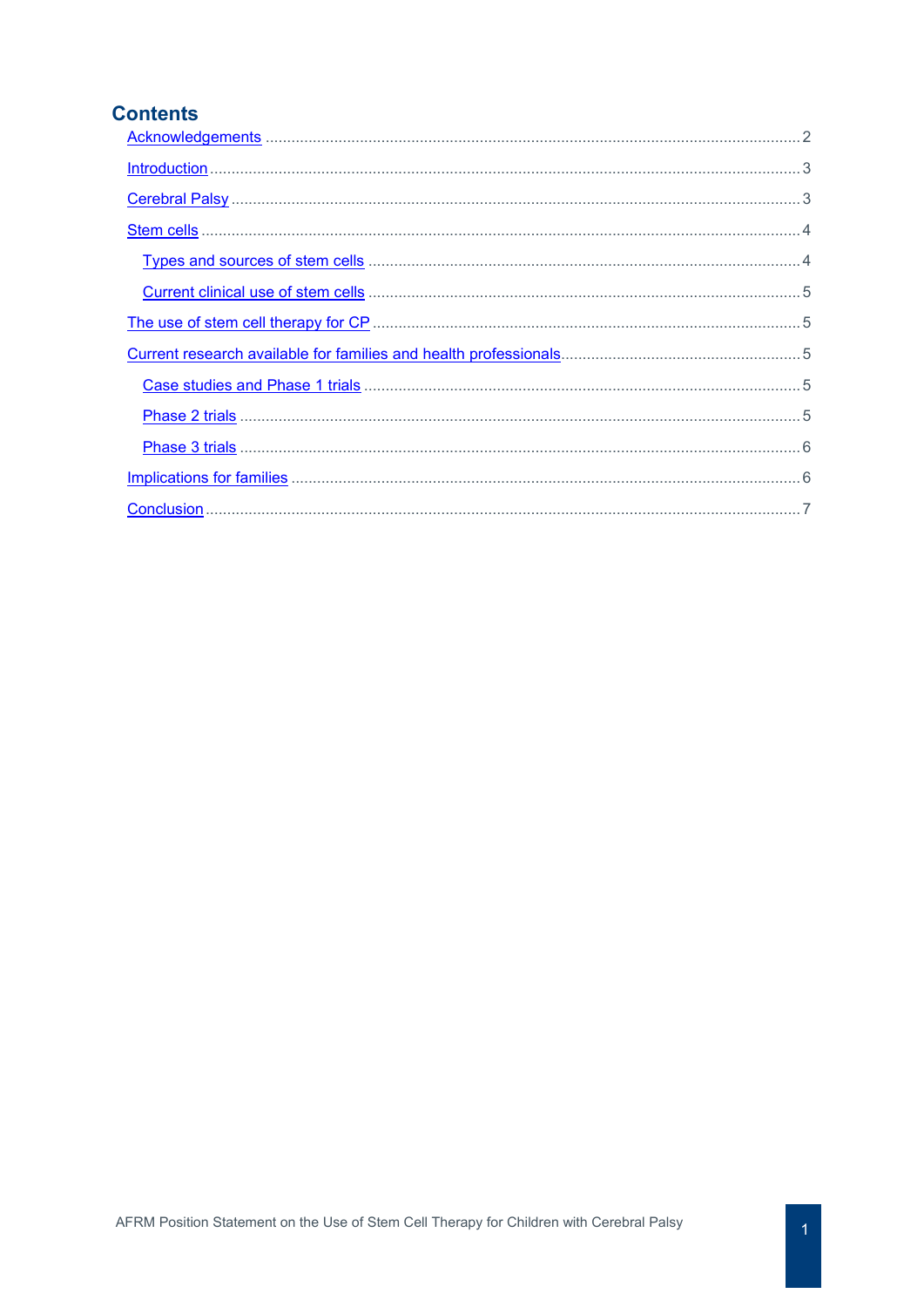## Contents

- Acknowledgements .......... 2
- Introduction .......... 3
- Cerebral Palsy .......... 3
- Stem cells .......... 4
  - Types and sources of stem cells .......... 4
  - Current clinical use of stem cells .......... 5
- The use of stem cell therapy for CP .......... 5
- Current research available for families and health professionals .......... 5
  - Case studies and Phase 1 trials .......... 5
  - Phase 2 trials .......... 5
  - Phase 3 trials .......... 6
- Implications for families .......... 6
- Conclusion .......... 7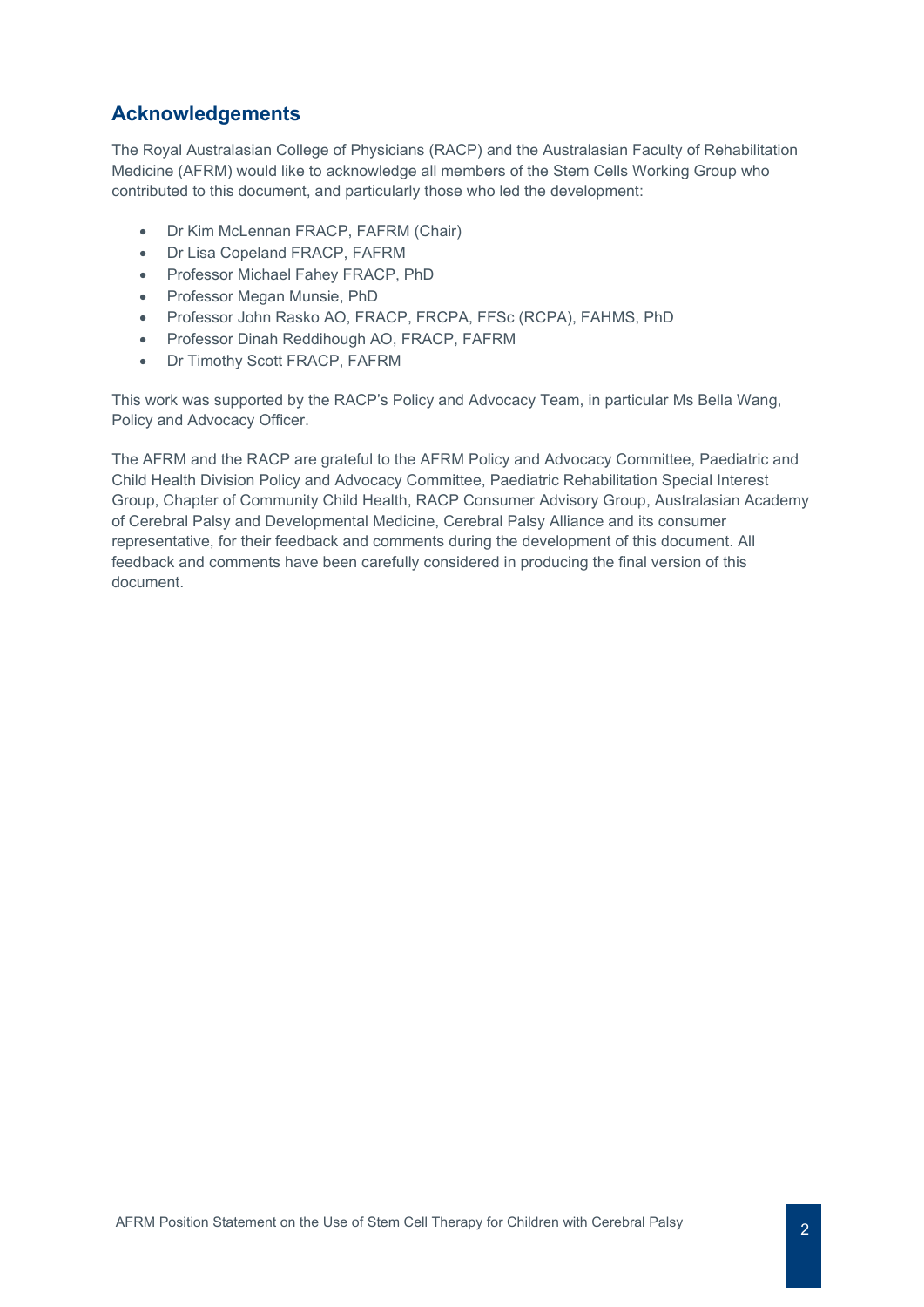## Acknowledgements

The Royal Australasian College of Physicians (RACP) and the Australasian Faculty of Rehabilitation Medicine (AFRM) would like to acknowledge all members of the Stem Cells Working Group who contributed to this document, and particularly those who led the development:

- Dr Kim McLennan FRACP, FAFRM (Chair)
- Dr Lisa Copeland FRACP, FAFRM
- Professor Michael Fahey FRACP, PhD
- Professor Megan Munsie, PhD
- Professor John Rasko AO, FRACP, FRCPA, FFSc (RCPA), FAHMS, PhD
- Professor Dinah Reddihough AO, FRACP, FAFRM
- Dr Timothy Scott FRACP, FAFRM

This work was supported by the RACP's Policy and Advocacy Team, in particular Ms Bella Wang, Policy and Advocacy Officer.

The AFRM and the RACP are grateful to the AFRM Policy and Advocacy Committee, Paediatric and Child Health Division Policy and Advocacy Committee, Paediatric Rehabilitation Special Interest Group, Chapter of Community Child Health, RACP Consumer Advisory Group, Australasian Academy of Cerebral Palsy and Developmental Medicine, Cerebral Palsy Alliance and its consumer representative, for their feedback and comments during the development of this document. All feedback and comments have been carefully considered in producing the final version of this document.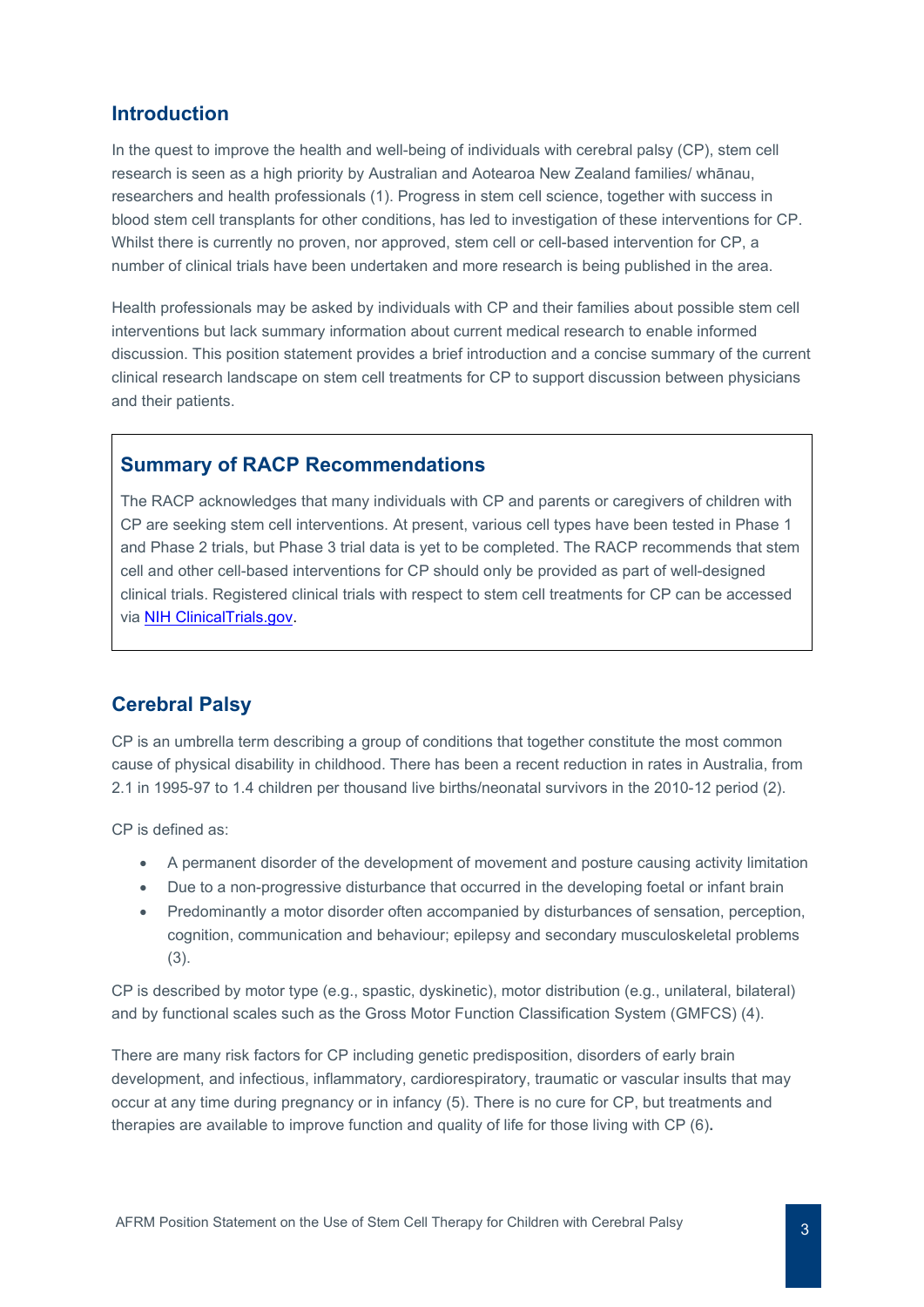## Introduction

In the quest to improve the health and well-being of individuals with cerebral palsy (CP), stem cell research is seen as a high priority by Australian and Aotearoa New Zealand families/ whānau, researchers and health professionals (1). Progress in stem cell science, together with success in blood stem cell transplants for other conditions, has led to investigation of these interventions for CP. Whilst there is currently no proven, nor approved, stem cell or cell-based intervention for CP, a number of clinical trials have been undertaken and more research is being published in the area.

Health professionals may be asked by individuals with CP and their families about possible stem cell interventions but lack summary information about current medical research to enable informed discussion. This position statement provides a brief introduction and a concise summary of the current clinical research landscape on stem cell treatments for CP to support discussion between physicians and their patients.

### Summary of RACP Recommendations

The RACP acknowledges that many individuals with CP and parents or caregivers of children with CP are seeking stem cell interventions. At present, various cell types have been tested in Phase 1 and Phase 2 trials, but Phase 3 trial data is yet to be completed. The RACP recommends that stem cell and other cell-based interventions for CP should only be provided as part of well-designed clinical trials. Registered clinical trials with respect to stem cell treatments for CP can be accessed via NIH ClinicalTrials.gov.

## Cerebral Palsy

CP is an umbrella term describing a group of conditions that together constitute the most common cause of physical disability in childhood. There has been a recent reduction in rates in Australia, from 2.1 in 1995-97 to 1.4 children per thousand live births/neonatal survivors in the 2010-12 period (2).

CP is defined as:

- A permanent disorder of the development of movement and posture causing activity limitation
- Due to a non-progressive disturbance that occurred in the developing foetal or infant brain
- Predominantly a motor disorder often accompanied by disturbances of sensation, perception, cognition, communication and behaviour; epilepsy and secondary musculoskeletal problems (3).

CP is described by motor type (e.g., spastic, dyskinetic), motor distribution (e.g., unilateral, bilateral) and by functional scales such as the Gross Motor Function Classification System (GMFCS) (4).

There are many risk factors for CP including genetic predisposition, disorders of early brain development, and infectious, inflammatory, cardiorespiratory, traumatic or vascular insults that may occur at any time during pregnancy or in infancy (5). There is no cure for CP, but treatments and therapies are available to improve function and quality of life for those living with CP (6).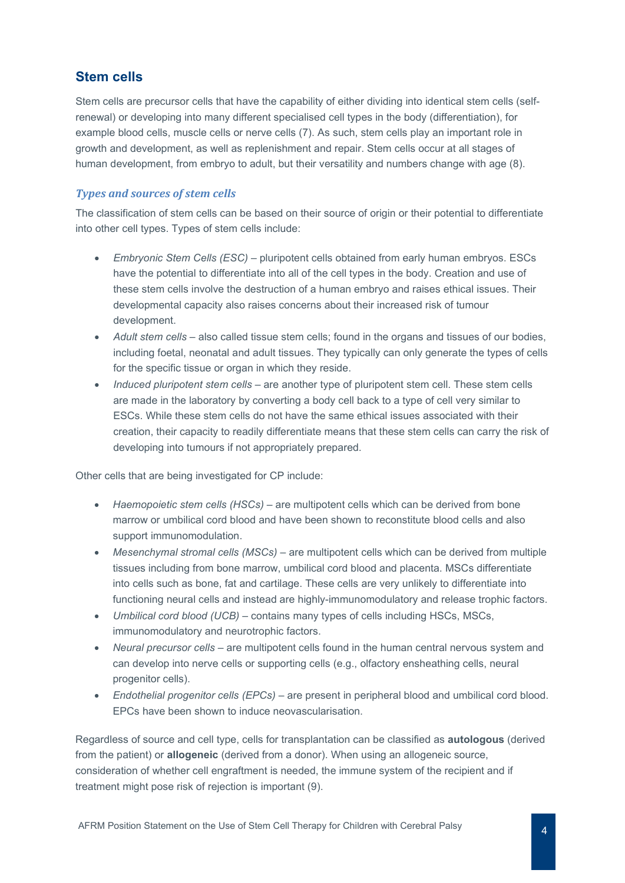## Stem cells

Stem cells are precursor cells that have the capability of either dividing into identical stem cells (self-renewal) or developing into many different specialised cell types in the body (differentiation), for example blood cells, muscle cells or nerve cells (7). As such, stem cells play an important role in growth and development, as well as replenishment and repair. Stem cells occur at all stages of human development, from embryo to adult, but their versatility and numbers change with age (8).

### *Types and sources of stem cells*

The classification of stem cells can be based on their source of origin or their potential to differentiate into other cell types. Types of stem cells include:

- *Embryonic Stem Cells (ESC)* – pluripotent cells obtained from early human embryos. ESCs have the potential to differentiate into all of the cell types in the body. Creation and use of these stem cells involve the destruction of a human embryo and raises ethical issues. Their developmental capacity also raises concerns about their increased risk of tumour development.
- *Adult stem cells* – also called tissue stem cells; found in the organs and tissues of our bodies, including foetal, neonatal and adult tissues. They typically can only generate the types of cells for the specific tissue or organ in which they reside.
- *Induced pluripotent stem cells* – are another type of pluripotent stem cell. These stem cells are made in the laboratory by converting a body cell back to a type of cell very similar to ESCs. While these stem cells do not have the same ethical issues associated with their creation, their capacity to readily differentiate means that these stem cells can carry the risk of developing into tumours if not appropriately prepared.

Other cells that are being investigated for CP include:

- *Haemopoietic stem cells (HSCs)* – are multipotent cells which can be derived from bone marrow or umbilical cord blood and have been shown to reconstitute blood cells and also support immunomodulation.
- *Mesenchymal stromal cells (MSCs)* – are multipotent cells which can be derived from multiple tissues including from bone marrow, umbilical cord blood and placenta. MSCs differentiate into cells such as bone, fat and cartilage. These cells are very unlikely to differentiate into functioning neural cells and instead are highly-immunomodulatory and release trophic factors.
- *Umbilical cord blood (UCB)* – contains many types of cells including HSCs, MSCs, immunomodulatory and neurotrophic factors.
- *Neural precursor cells* – are multipotent cells found in the human central nervous system and can develop into nerve cells or supporting cells (e.g., olfactory ensheathing cells, neural progenitor cells).
- *Endothelial progenitor cells (EPCs)* – are present in peripheral blood and umbilical cord blood. EPCs have been shown to induce neovascularisation.

Regardless of source and cell type, cells for transplantation can be classified as **autologous** (derived from the patient) or **allogeneic** (derived from a donor). When using an allogeneic source, consideration of whether cell engraftment is needed, the immune system of the recipient and if treatment might pose risk of rejection is important (9).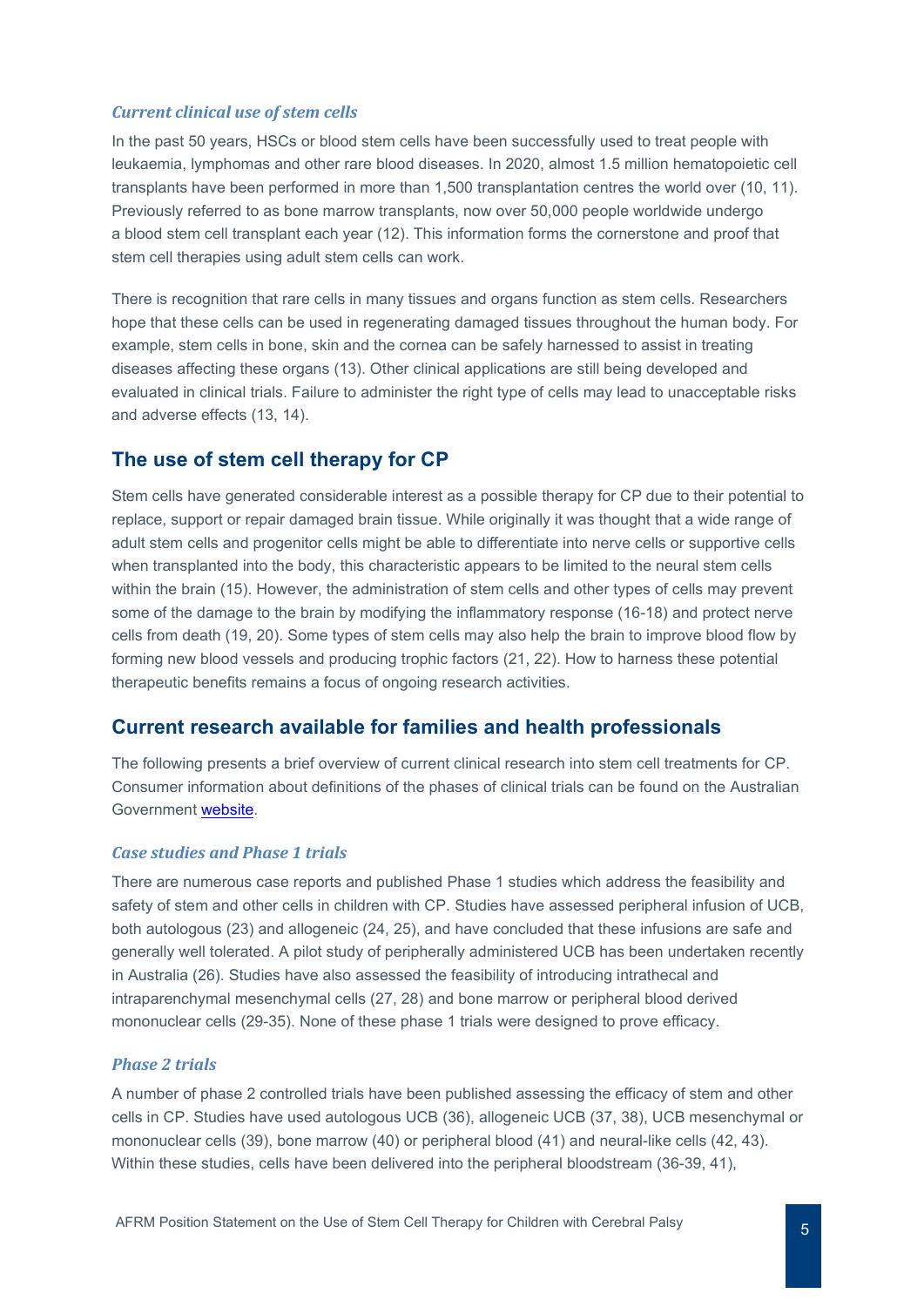### *Current clinical use of stem cells*

In the past 50 years, HSCs or blood stem cells have been successfully used to treat people with leukaemia, lymphomas and other rare blood diseases. In 2020, almost 1.5 million hematopoietic cell transplants have been performed in more than 1,500 transplantation centres the world over (10, 11). Previously referred to as bone marrow transplants, now over 50,000 people worldwide undergo a blood stem cell transplant each year (12). This information forms the cornerstone and proof that stem cell therapies using adult stem cells can work.

There is recognition that rare cells in many tissues and organs function as stem cells. Researchers hope that these cells can be used in regenerating damaged tissues throughout the human body. For example, stem cells in bone, skin and the cornea can be safely harnessed to assist in treating diseases affecting these organs (13). Other clinical applications are still being developed and evaluated in clinical trials. Failure to administer the right type of cells may lead to unacceptable risks and adverse effects (13, 14).

## The use of stem cell therapy for CP

Stem cells have generated considerable interest as a possible therapy for CP due to their potential to replace, support or repair damaged brain tissue. While originally it was thought that a wide range of adult stem cells and progenitor cells might be able to differentiate into nerve cells or supportive cells when transplanted into the body, this characteristic appears to be limited to the neural stem cells within the brain (15). However, the administration of stem cells and other types of cells may prevent some of the damage to the brain by modifying the inflammatory response (16-18) and protect nerve cells from death (19, 20). Some types of stem cells may also help the brain to improve blood flow by forming new blood vessels and producing trophic factors (21, 22). How to harness these potential therapeutic benefits remains a focus of ongoing research activities.

## Current research available for families and health professionals

The following presents a brief overview of current clinical research into stem cell treatments for CP. Consumer information about definitions of the phases of clinical trials can be found on the Australian Government website.

### *Case studies and Phase 1 trials*

There are numerous case reports and published Phase 1 studies which address the feasibility and safety of stem and other cells in children with CP. Studies have assessed peripheral infusion of UCB, both autologous (23) and allogeneic (24, 25), and have concluded that these infusions are safe and generally well tolerated. A pilot study of peripherally administered UCB has been undertaken recently in Australia (26). Studies have also assessed the feasibility of introducing intrathecal and intraparenchymal mesenchymal cells (27, 28) and bone marrow or peripheral blood derived mononuclear cells (29-35). None of these phase 1 trials were designed to prove efficacy.

### *Phase 2 trials*

A number of phase 2 controlled trials have been published assessing the efficacy of stem and other cells in CP. Studies have used autologous UCB (36), allogeneic UCB (37, 38), UCB mesenchymal or mononuclear cells (39), bone marrow (40) or peripheral blood (41) and neural-like cells (42, 43). Within these studies, cells have been delivered into the peripheral bloodstream (36-39, 41),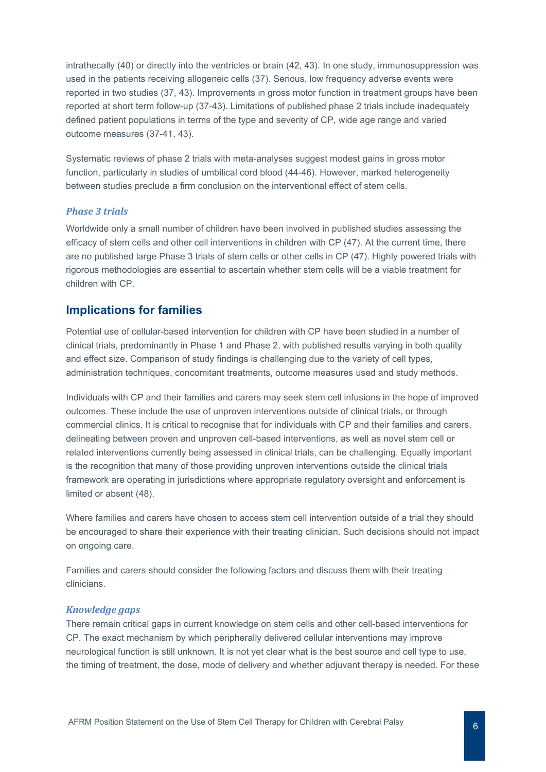intrathecally (40) or directly into the ventricles or brain (42, 43). In one study, immunosuppression was used in the patients receiving allogeneic cells (37). Serious, low frequency adverse events were reported in two studies (37, 43). Improvements in gross motor function in treatment groups have been reported at short term follow-up (37-43). Limitations of published phase 2 trials include inadequately defined patient populations in terms of the type and severity of CP, wide age range and varied outcome measures (37-41, 43).

Systematic reviews of phase 2 trials with meta-analyses suggest modest gains in gross motor function, particularly in studies of umbilical cord blood (44-46). However, marked heterogeneity between studies preclude a firm conclusion on the interventional effect of stem cells.

### *Phase 3 trials*

Worldwide only a small number of children have been involved in published studies assessing the efficacy of stem cells and other cell interventions in children with CP (47). At the current time, there are no published large Phase 3 trials of stem cells or other cells in CP (47). Highly powered trials with rigorous methodologies are essential to ascertain whether stem cells will be a viable treatment for children with CP.

## Implications for families

Potential use of cellular-based intervention for children with CP have been studied in a number of clinical trials, predominantly in Phase 1 and Phase 2, with published results varying in both quality and effect size. Comparison of study findings is challenging due to the variety of cell types, administration techniques, concomitant treatments, outcome measures used and study methods.

Individuals with CP and their families and carers may seek stem cell infusions in the hope of improved outcomes. These include the use of unproven interventions outside of clinical trials, or through commercial clinics. It is critical to recognise that for individuals with CP and their families and carers, delineating between proven and unproven cell-based interventions, as well as novel stem cell or related interventions currently being assessed in clinical trials, can be challenging. Equally important is the recognition that many of those providing unproven interventions outside the clinical trials framework are operating in jurisdictions where appropriate regulatory oversight and enforcement is limited or absent (48).

Where families and carers have chosen to access stem cell intervention outside of a trial they should be encouraged to share their experience with their treating clinician. Such decisions should not impact on ongoing care.

Families and carers should consider the following factors and discuss them with their treating clinicians.

### *Knowledge gaps*

There remain critical gaps in current knowledge on stem cells and other cell-based interventions for CP. The exact mechanism by which peripherally delivered cellular interventions may improve neurological function is still unknown. It is not yet clear what is the best source and cell type to use, the timing of treatment, the dose, mode of delivery and whether adjuvant therapy is needed. For these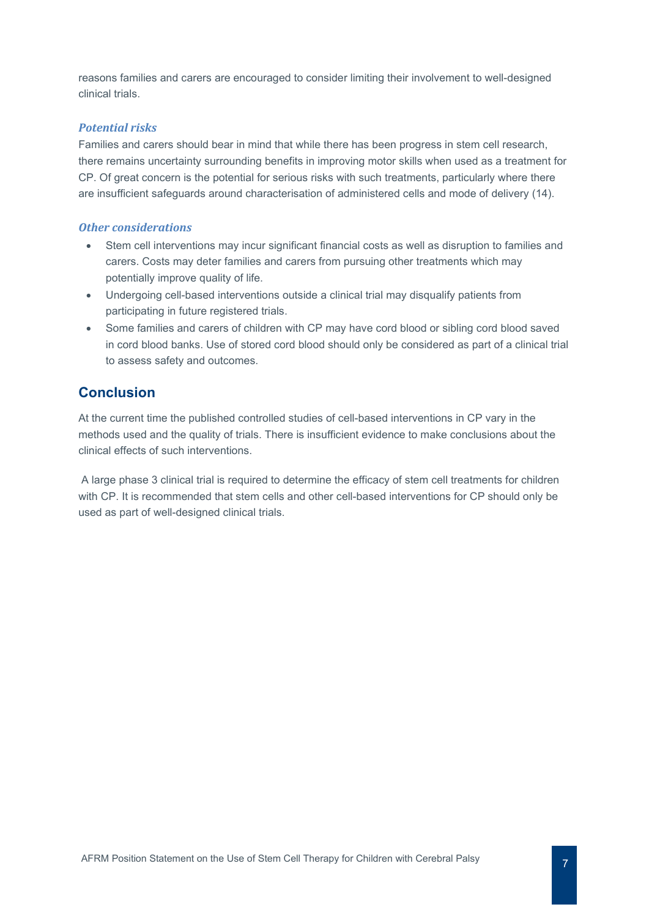reasons families and carers are encouraged to consider limiting their involvement to well-designed clinical trials.

### *Potential risks*

Families and carers should bear in mind that while there has been progress in stem cell research, there remains uncertainty surrounding benefits in improving motor skills when used as a treatment for CP. Of great concern is the potential for serious risks with such treatments, particularly where there are insufficient safeguards around characterisation of administered cells and mode of delivery (14).

### *Other considerations*

- Stem cell interventions may incur significant financial costs as well as disruption to families and carers. Costs may deter families and carers from pursuing other treatments which may potentially improve quality of life.
- Undergoing cell-based interventions outside a clinical trial may disqualify patients from participating in future registered trials.
- Some families and carers of children with CP may have cord blood or sibling cord blood saved in cord blood banks. Use of stored cord blood should only be considered as part of a clinical trial to assess safety and outcomes.

## Conclusion

At the current time the published controlled studies of cell-based interventions in CP vary in the methods used and the quality of trials. There is insufficient evidence to make conclusions about the clinical effects of such interventions.

A large phase 3 clinical trial is required to determine the efficacy of stem cell treatments for children with CP. It is recommended that stem cells and other cell-based interventions for CP should only be used as part of well-designed clinical trials.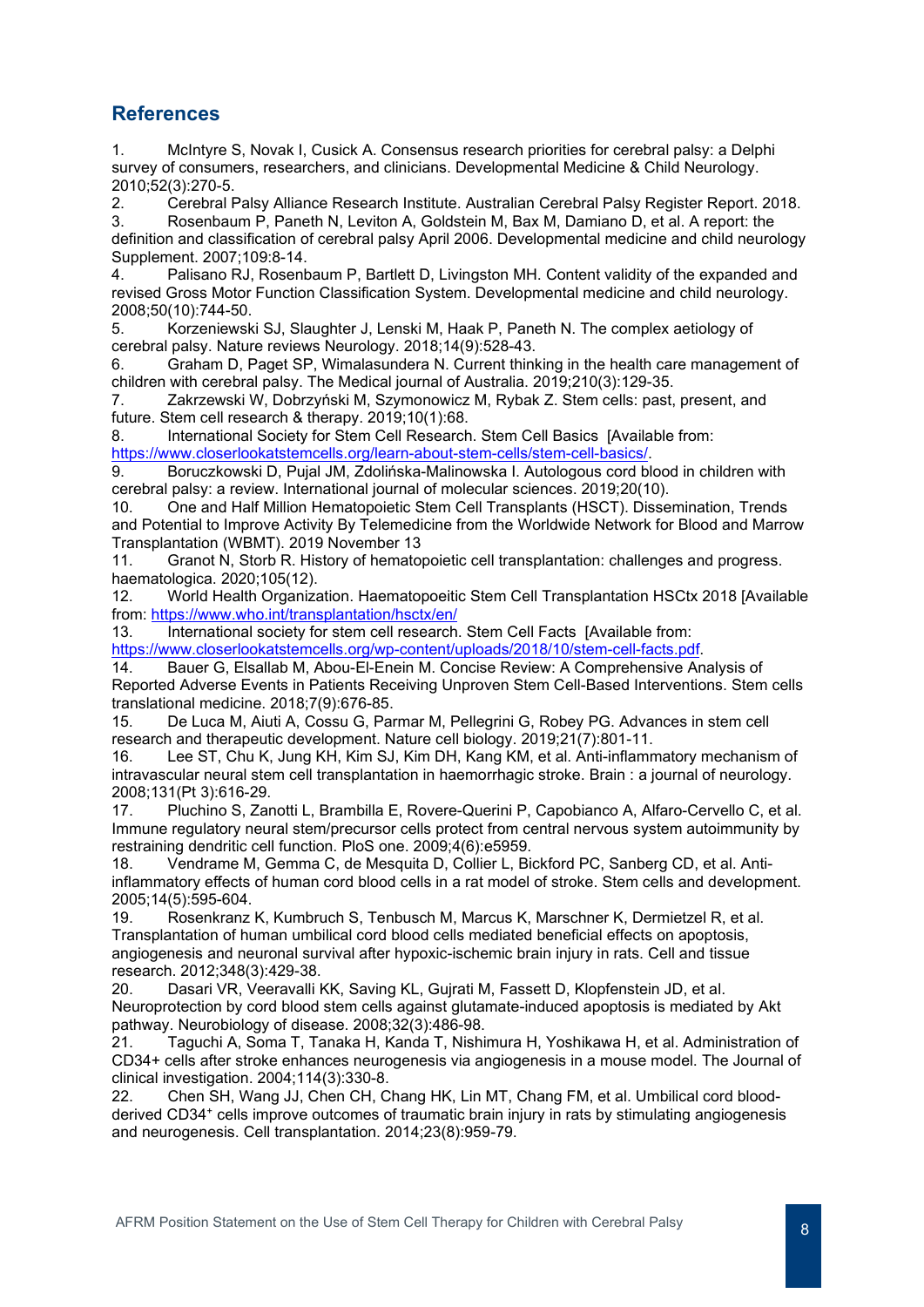## References

1. McIntyre S, Novak I, Cusick A. Consensus research priorities for cerebral palsy: a Delphi survey of consumers, researchers, and clinicians. Developmental Medicine & Child Neurology. 2010;52(3):270-5.
2. Cerebral Palsy Alliance Research Institute. Australian Cerebral Palsy Register Report. 2018.
3. Rosenbaum P, Paneth N, Leviton A, Goldstein M, Bax M, Damiano D, et al. A report: the definition and classification of cerebral palsy April 2006. Developmental medicine and child neurology Supplement. 2007;109:8-14.
4. Palisano RJ, Rosenbaum P, Bartlett D, Livingston MH. Content validity of the expanded and revised Gross Motor Function Classification System. Developmental medicine and child neurology. 2008;50(10):744-50.
5. Korzeniewski SJ, Slaughter J, Lenski M, Haak P, Paneth N. The complex aetiology of cerebral palsy. Nature reviews Neurology. 2018;14(9):528-43.
6. Graham D, Paget SP, Wimalasundera N. Current thinking in the health care management of children with cerebral palsy. The Medical journal of Australia. 2019;210(3):129-35.
7. Zakrzewski W, Dobrzyński M, Szymonowicz M, Rybak Z. Stem cells: past, present, and future. Stem cell research & therapy. 2019;10(1):68.
8. International Society for Stem Cell Research. Stem Cell Basics [Available from: https://www.closerlookatstemcells.org/learn-about-stem-cells/stem-cell-basics/.
9. Boruczkowski D, Pujal JM, Zdolińska-Malinowska I. Autologous cord blood in children with cerebral palsy: a review. International journal of molecular sciences. 2019;20(10).
10. One and Half Million Hematopoietic Stem Cell Transplants (HSCT). Dissemination, Trends and Potential to Improve Activity By Telemedicine from the Worldwide Network for Blood and Marrow Transplantation (WBMT). 2019 November 13
11. Granot N, Storb R. History of hematopoietic cell transplantation: challenges and progress. haematologica. 2020;105(12).
12. World Health Organization. Haematopoeitic Stem Cell Transplantation HSCtx 2018 [Available from: https://www.who.int/transplantation/hsctx/en/
13. International society for stem cell research. Stem Cell Facts [Available from: https://www.closerlookatstemcells.org/wp-content/uploads/2018/10/stem-cell-facts.pdf.
14. Bauer G, Elsallab M, Abou-El-Enein M. Concise Review: A Comprehensive Analysis of Reported Adverse Events in Patients Receiving Unproven Stem Cell-Based Interventions. Stem cells translational medicine. 2018;7(9):676-85.
15. De Luca M, Aiuti A, Cossu G, Parmar M, Pellegrini G, Robey PG. Advances in stem cell research and therapeutic development. Nature cell biology. 2019;21(7):801-11.
16. Lee ST, Chu K, Jung KH, Kim SJ, Kim DH, Kang KM, et al. Anti-inflammatory mechanism of intravascular neural stem cell transplantation in haemorrhagic stroke. Brain : a journal of neurology. 2008;131(Pt 3):616-29.
17. Pluchino S, Zanotti L, Brambilla E, Rovere-Querini P, Capobianco A, Alfaro-Cervello C, et al. Immune regulatory neural stem/precursor cells protect from central nervous system autoimmunity by restraining dendritic cell function. PloS one. 2009;4(6):e5959.
18. Vendrame M, Gemma C, de Mesquita D, Collier L, Bickford PC, Sanberg CD, et al. Anti-inflammatory effects of human cord blood cells in a rat model of stroke. Stem cells and development. 2005;14(5):595-604.
19. Rosenkranz K, Kumbruch S, Tenbusch M, Marcus K, Marschner K, Dermietzel R, et al. Transplantation of human umbilical cord blood cells mediated beneficial effects on apoptosis, angiogenesis and neuronal survival after hypoxic-ischemic brain injury in rats. Cell and tissue research. 2012;348(3):429-38.
20. Dasari VR, Veeravalli KK, Saving KL, Gujrati M, Fassett D, Klopfenstein JD, et al. Neuroprotection by cord blood stem cells against glutamate-induced apoptosis is mediated by Akt pathway. Neurobiology of disease. 2008;32(3):486-98.
21. Taguchi A, Soma T, Tanaka H, Kanda T, Nishimura H, Yoshikawa H, et al. Administration of CD34+ cells after stroke enhances neurogenesis via angiogenesis in a mouse model. The Journal of clinical investigation. 2004;114(3):330-8.
22. Chen SH, Wang JJ, Chen CH, Chang HK, Lin MT, Chang FM, et al. Umbilical cord blood-derived $CD34^+$ cells improve outcomes of traumatic brain injury in rats by stimulating angiogenesis and neurogenesis. Cell transplantation. 2014;23(8):959-79.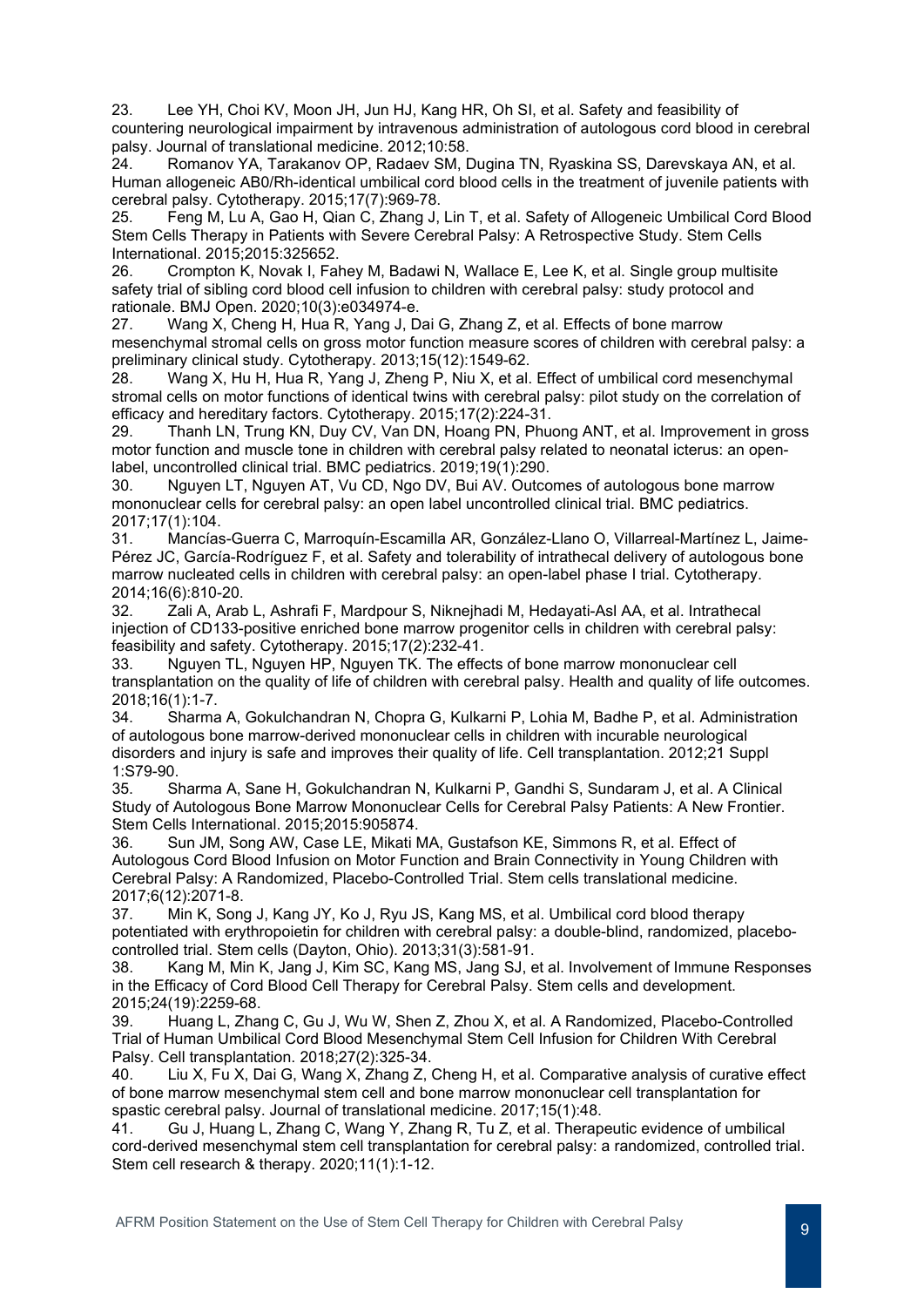23. Lee YH, Choi KV, Moon JH, Jun HJ, Kang HR, Oh SI, et al. Safety and feasibility of countering neurological impairment by intravenous administration of autologous cord blood in cerebral palsy. Journal of translational medicine. 2012;10:58.
24. Romanov YA, Tarakanov OP, Radaev SM, Dugina TN, Ryaskina SS, Darevskaya AN, et al. Human allogeneic AB0/Rh-identical umbilical cord blood cells in the treatment of juvenile patients with cerebral palsy. Cytotherapy. 2015;17(7):969-78.
25. Feng M, Lu A, Gao H, Qian C, Zhang J, Lin T, et al. Safety of Allogeneic Umbilical Cord Blood Stem Cells Therapy in Patients with Severe Cerebral Palsy: A Retrospective Study. Stem Cells International. 2015;2015:325652.
26. Crompton K, Novak I, Fahey M, Badawi N, Wallace E, Lee K, et al. Single group multisite safety trial of sibling cord blood cell infusion to children with cerebral palsy: study protocol and rationale. BMJ Open. 2020;10(3):e034974-e.
27. Wang X, Cheng H, Hua R, Yang J, Dai G, Zhang Z, et al. Effects of bone marrow mesenchymal stromal cells on gross motor function measure scores of children with cerebral palsy: a preliminary clinical study. Cytotherapy. 2013;15(12):1549-62.
28. Wang X, Hu H, Hua R, Yang J, Zheng P, Niu X, et al. Effect of umbilical cord mesenchymal stromal cells on motor functions of identical twins with cerebral palsy: pilot study on the correlation of efficacy and hereditary factors. Cytotherapy. 2015;17(2):224-31.
29. Thanh LN, Trung KN, Duy CV, Van DN, Hoang PN, Phuong ANT, et al. Improvement in gross motor function and muscle tone in children with cerebral palsy related to neonatal icterus: an open-label, uncontrolled clinical trial. BMC pediatrics. 2019;19(1):290.
30. Nguyen LT, Nguyen AT, Vu CD, Ngo DV, Bui AV. Outcomes of autologous bone marrow mononuclear cells for cerebral palsy: an open label uncontrolled clinical trial. BMC pediatrics. 2017;17(1):104.
31. Mancías-Guerra C, Marroquín-Escamilla AR, González-Llano O, Villarreal-Martínez L, Jaime-Pérez JC, García-Rodríguez F, et al. Safety and tolerability of intrathecal delivery of autologous bone marrow nucleated cells in children with cerebral palsy: an open-label phase I trial. Cytotherapy. 2014;16(6):810-20.
32. Zali A, Arab L, Ashrafi F, Mardpour S, Niknejhadi M, Hedayati-Asl AA, et al. Intrathecal injection of CD133-positive enriched bone marrow progenitor cells in children with cerebral palsy: feasibility and safety. Cytotherapy. 2015;17(2):232-41.
33. Nguyen TL, Nguyen HP, Nguyen TK. The effects of bone marrow mononuclear cell transplantation on the quality of life of children with cerebral palsy. Health and quality of life outcomes. 2018;16(1):1-7.
34. Sharma A, Gokulchandran N, Chopra G, Kulkarni P, Lohia M, Badhe P, et al. Administration of autologous bone marrow-derived mononuclear cells in children with incurable neurological disorders and injury is safe and improves their quality of life. Cell transplantation. 2012;21 Suppl 1:S79-90.
35. Sharma A, Sane H, Gokulchandran N, Kulkarni P, Gandhi S, Sundaram J, et al. A Clinical Study of Autologous Bone Marrow Mononuclear Cells for Cerebral Palsy Patients: A New Frontier. Stem Cells International. 2015;2015:905874.
36. Sun JM, Song AW, Case LE, Mikati MA, Gustafson KE, Simmons R, et al. Effect of Autologous Cord Blood Infusion on Motor Function and Brain Connectivity in Young Children with Cerebral Palsy: A Randomized, Placebo-Controlled Trial. Stem cells translational medicine. 2017;6(12):2071-8.
37. Min K, Song J, Kang JY, Ko J, Ryu JS, Kang MS, et al. Umbilical cord blood therapy potentiated with erythropoietin for children with cerebral palsy: a double-blind, randomized, placebo-controlled trial. Stem cells (Dayton, Ohio). 2013;31(3):581-91.
38. Kang M, Min K, Jang J, Kim SC, Kang MS, Jang SJ, et al. Involvement of Immune Responses in the Efficacy of Cord Blood Cell Therapy for Cerebral Palsy. Stem cells and development. 2015;24(19):2259-68.
39. Huang L, Zhang C, Gu J, Wu W, Shen Z, Zhou X, et al. A Randomized, Placebo-Controlled Trial of Human Umbilical Cord Blood Mesenchymal Stem Cell Infusion for Children With Cerebral Palsy. Cell transplantation. 2018;27(2):325-34.
40. Liu X, Fu X, Dai G, Wang X, Zhang Z, Cheng H, et al. Comparative analysis of curative effect of bone marrow mesenchymal stem cell and bone marrow mononuclear cell transplantation for spastic cerebral palsy. Journal of translational medicine. 2017;15(1):48.
41. Gu J, Huang L, Zhang C, Wang Y, Zhang R, Tu Z, et al. Therapeutic evidence of umbilical cord-derived mesenchymal stem cell transplantation for cerebral palsy: a randomized, controlled trial. Stem cell research & therapy. 2020;11(1):1-12.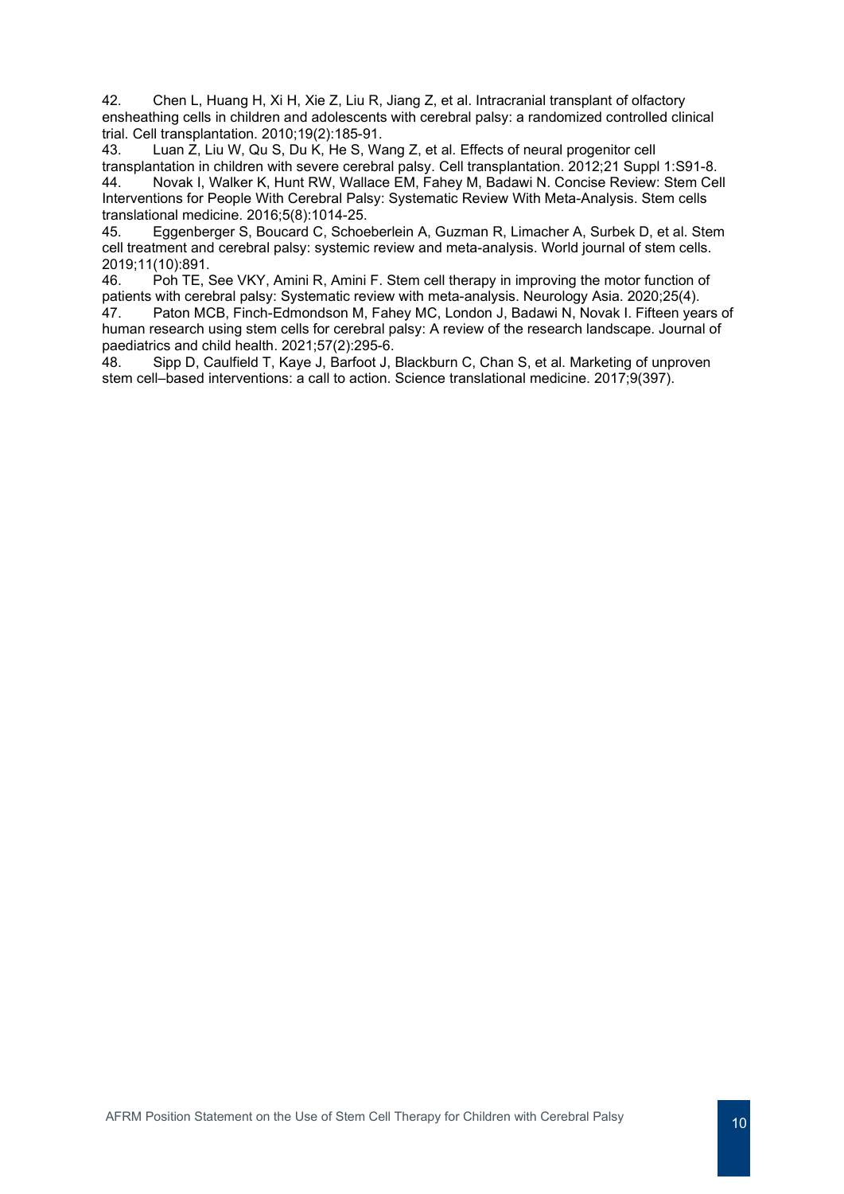42. Chen L, Huang H, Xi H, Xie Z, Liu R, Jiang Z, et al. Intracranial transplant of olfactory ensheathing cells in children and adolescents with cerebral palsy: a randomized controlled clinical trial. Cell transplantation. 2010;19(2):185-91.
43. Luan Z, Liu W, Qu S, Du K, He S, Wang Z, et al. Effects of neural progenitor cell transplantation in children with severe cerebral palsy. Cell transplantation. 2012;21 Suppl 1:S91-8.
44. Novak I, Walker K, Hunt RW, Wallace EM, Fahey M, Badawi N. Concise Review: Stem Cell Interventions for People With Cerebral Palsy: Systematic Review With Meta-Analysis. Stem cells translational medicine. 2016;5(8):1014-25.
45. Eggenberger S, Boucard C, Schoeberlein A, Guzman R, Limacher A, Surbek D, et al. Stem cell treatment and cerebral palsy: systemic review and meta-analysis. World journal of stem cells. 2019;11(10):891.
46. Poh TE, See VKY, Amini R, Amini F. Stem cell therapy in improving the motor function of patients with cerebral palsy: Systematic review with meta-analysis. Neurology Asia. 2020;25(4).
47. Paton MCB, Finch-Edmondson M, Fahey MC, London J, Badawi N, Novak I. Fifteen years of human research using stem cells for cerebral palsy: A review of the research landscape. Journal of paediatrics and child health. 2021;57(2):295-6.
48. Sipp D, Caulfield T, Kaye J, Barfoot J, Blackburn C, Chan S, et al. Marketing of unproven stem cell–based interventions: a call to action. Science translational medicine. 2017;9(397).